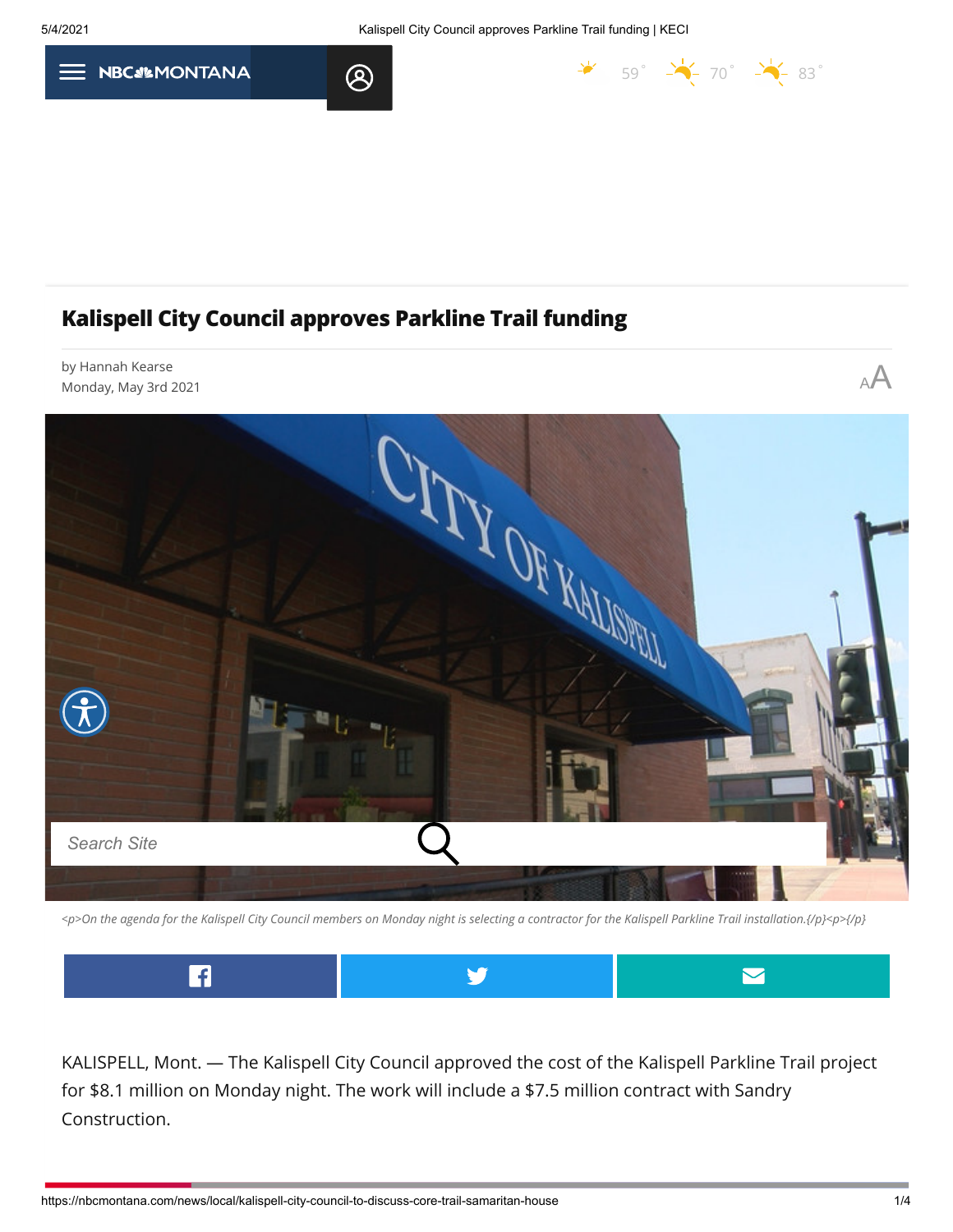# Kalispell City Council approves Parkline Trail funding

by Hannah Kearse
Monday, May 3rd 2021

<p>On the agenda for the Kalispell City Council members on Monday night is selecting a contractor for the Kalispell Parkline Trail installation.{/p}<p>{/p}

KALISPELL, Mont. — The Kalispell City Council approved the cost of the Kalispell Parkline Trail project for $8.1 million on Monday night. The work will include a $7.5 million contract with Sandry Construction.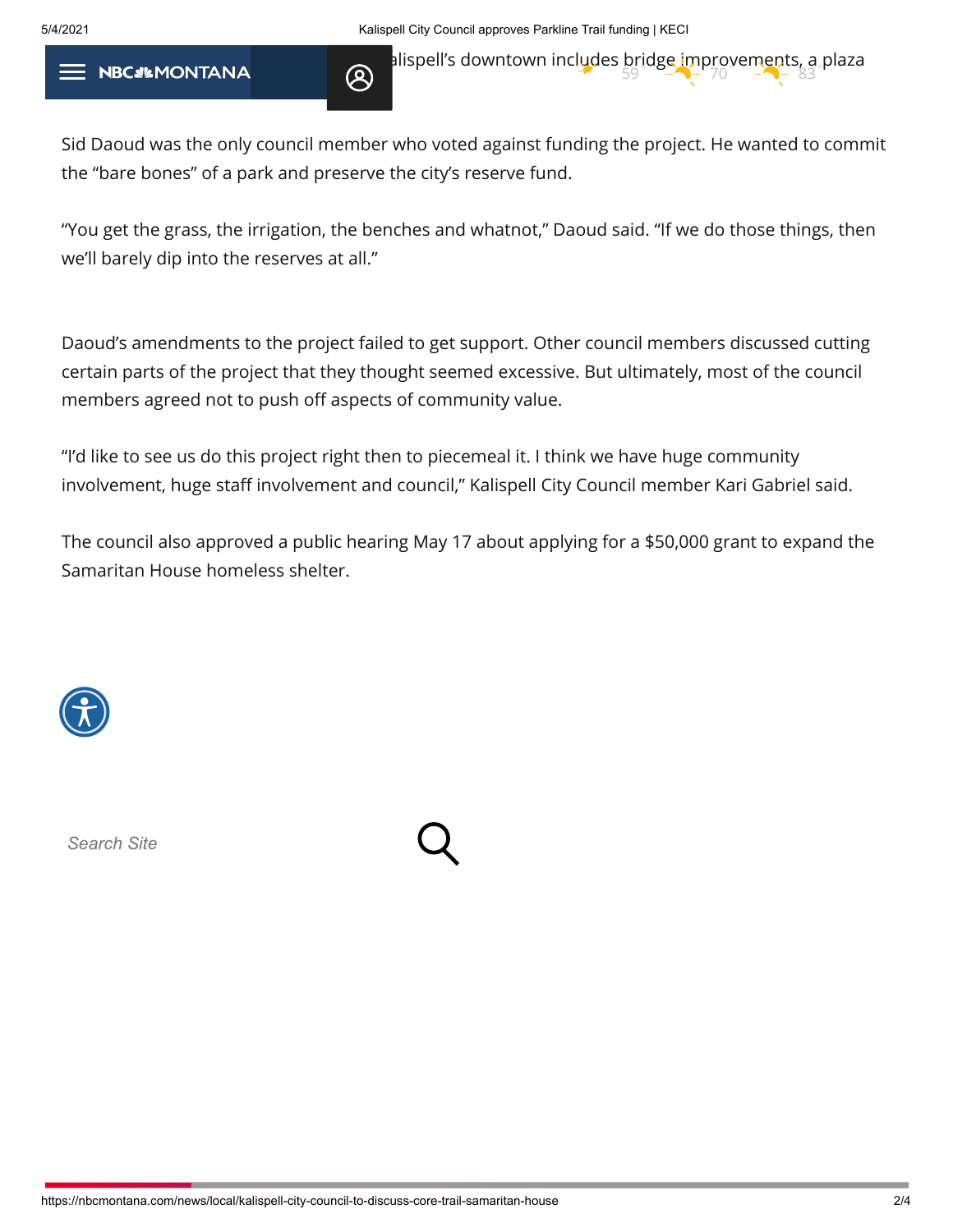alispell's downtown includes bridge improvements, a plaza

Sid Daoud was the only council member who voted against funding the project. He wanted to commit the "bare bones" of a park and preserve the city's reserve fund.

"You get the grass, the irrigation, the benches and whatnot," Daoud said. "If we do those things, then we'll barely dip into the reserves at all."

Daoud's amendments to the project failed to get support. Other council members discussed cutting certain parts of the project that they thought seemed excessive. But ultimately, most of the council members agreed not to push off aspects of community value.

"I'd like to see us do this project right then to piecemeal it. I think we have huge community involvement, huge staff involvement and council," Kalispell City Council member Kari Gabriel said.

The council also approved a public hearing May 17 about applying for a $50,000 grant to expand the Samaritan House homeless shelter.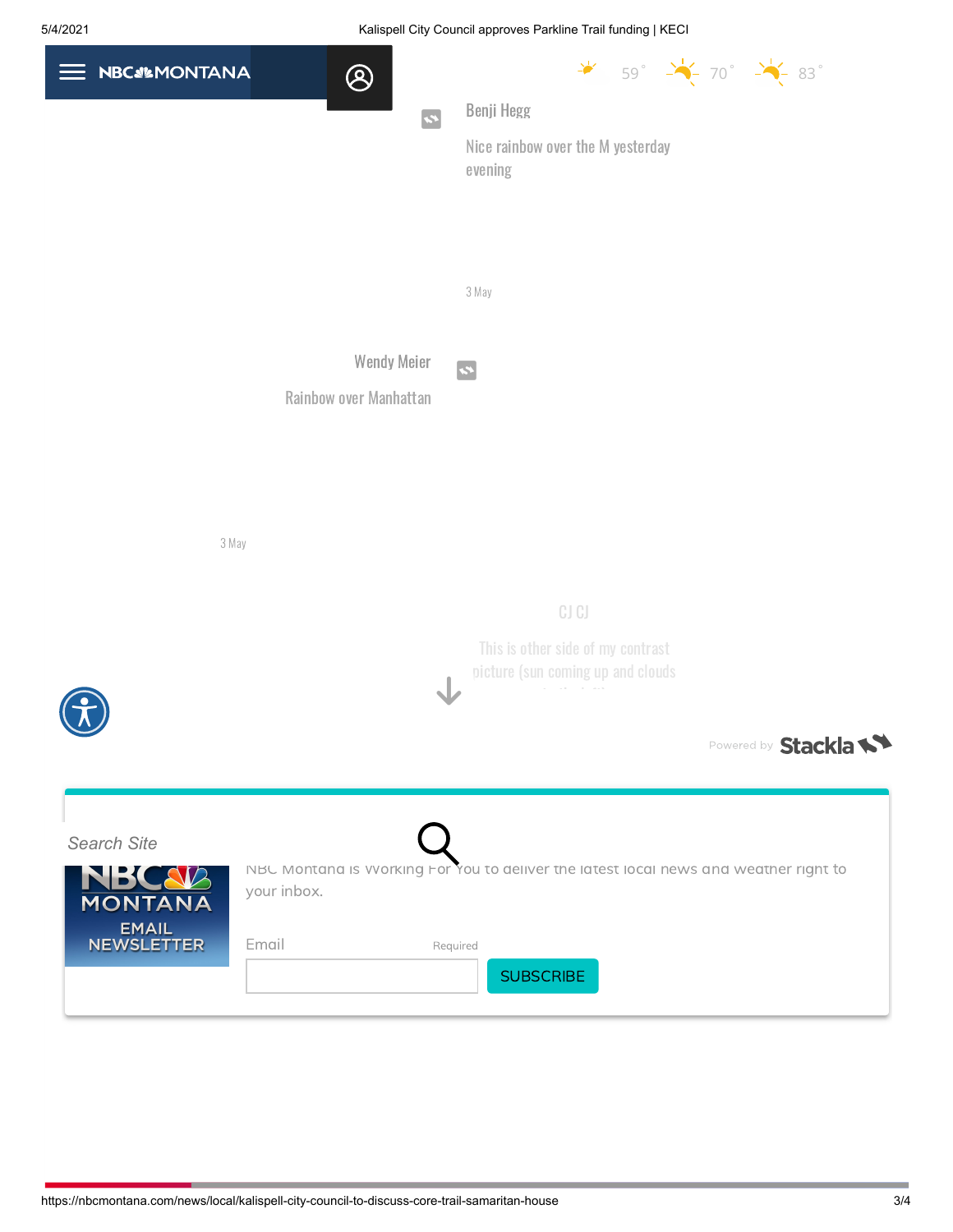59° 70° 83°

Benji Hegg

Nice rainbow over the M yesterday evening

3 May

Wendy Meier

Rainbow over Manhattan

3 May

CJ CJ

This is other side of my contrast picture (sun coming up and clouds

Powered by Stackla

Search Site

NBC MONTANA EMAIL NEWSLETTER

NBC Montana is Working For You to deliver the latest local news and weather right to your inbox.

Email Required

SUBSCRIBE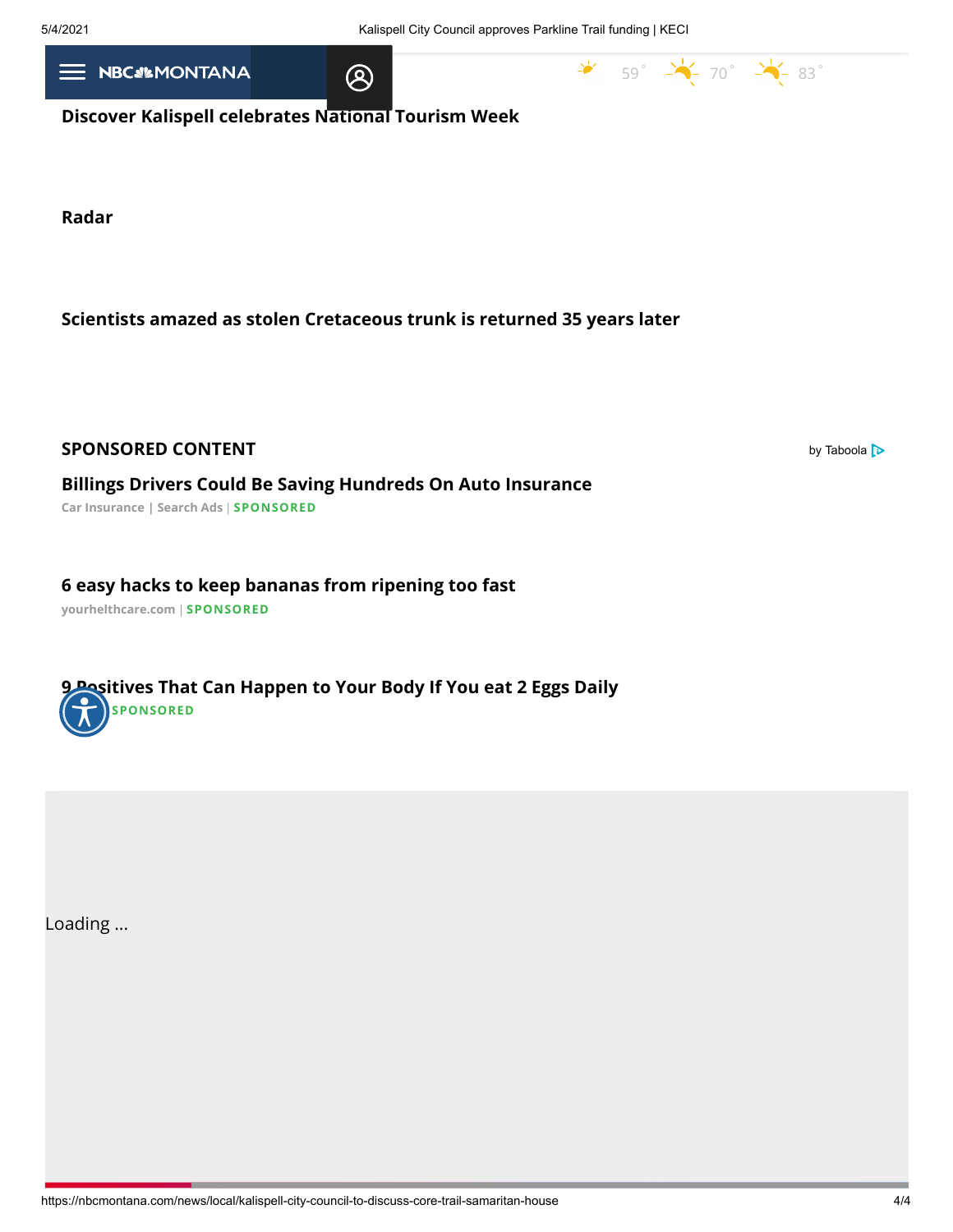Discover Kalispell celebrates National Tourism Week

Radar

Scientists amazed as stolen Cretaceous trunk is returned 35 years later

## SPONSORED CONTENT

by Taboola

**Billings Drivers Could Be Saving Hundreds On Auto Insurance**

Car Insurance | Search Ads | SPONSORED

**6 easy hacks to keep bananas from ripening too fast**

yourhelthcare.com | SPONSORED

**9 Positives That Can Happen to Your Body If You eat 2 Eggs Daily**

SPONSORED

Loading ...